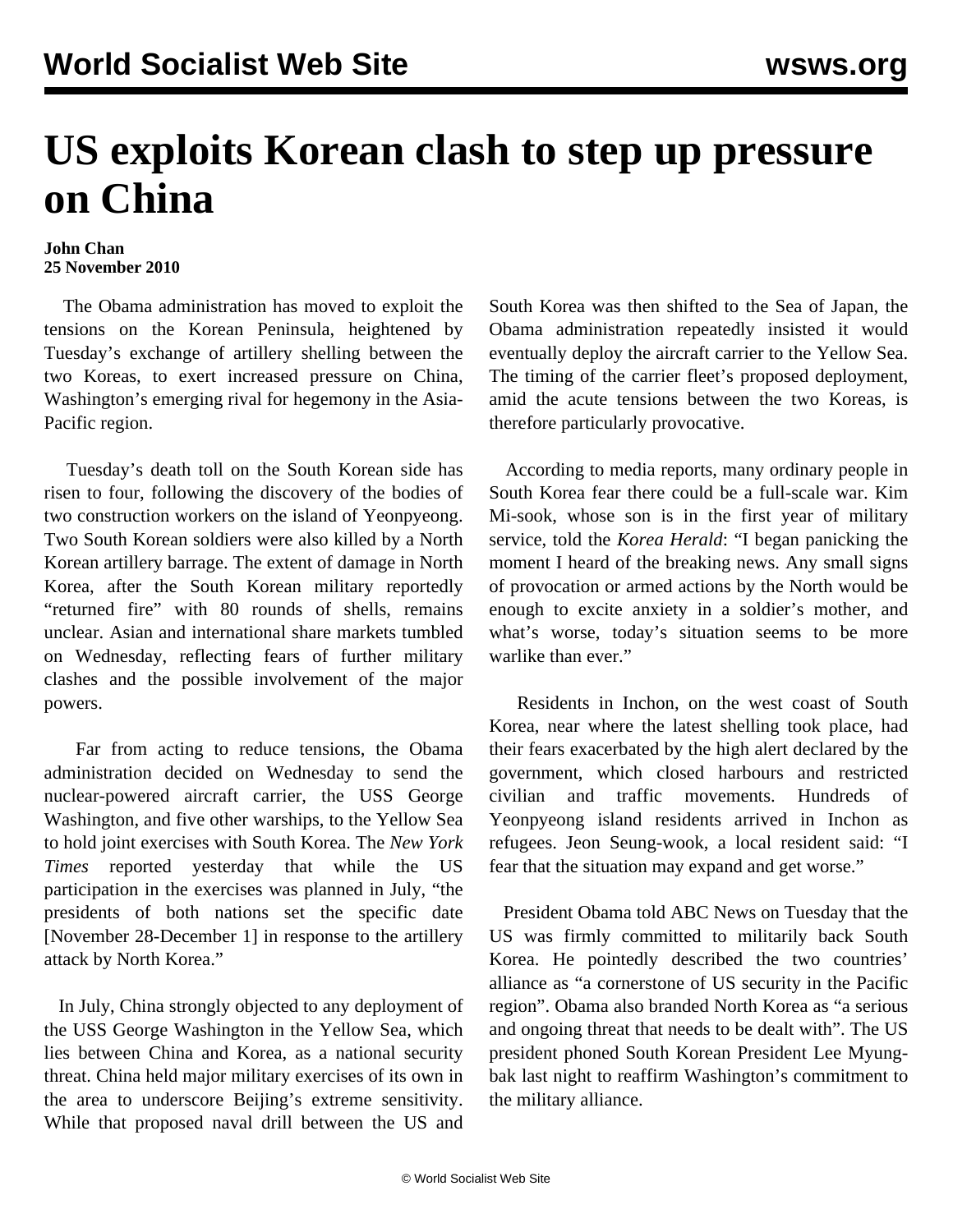# US exploits Korean clash to step up pressure on China

**John Chan**
**25 November 2010**

The Obama administration has moved to exploit the tensions on the Korean Peninsula, heightened by Tuesday's exchange of artillery shelling between the two Koreas, to exert increased pressure on China, Washington's emerging rival for hegemony in the Asia-Pacific region.

Tuesday's death toll on the South Korean side has risen to four, following the discovery of the bodies of two construction workers on the island of Yeonpyeong. Two South Korean soldiers were also killed by a North Korean artillery barrage. The extent of damage in North Korea, after the South Korean military reportedly "returned fire" with 80 rounds of shells, remains unclear. Asian and international share markets tumbled on Wednesday, reflecting fears of further military clashes and the possible involvement of the major powers.

Far from acting to reduce tensions, the Obama administration decided on Wednesday to send the nuclear-powered aircraft carrier, the USS George Washington, and five other warships, to the Yellow Sea to hold joint exercises with South Korea. The *New York Times* reported yesterday that while the US participation in the exercises was planned in July, "the presidents of both nations set the specific date [November 28-December 1] in response to the artillery attack by North Korea."

In July, China strongly objected to any deployment of the USS George Washington in the Yellow Sea, which lies between China and Korea, as a national security threat. China held major military exercises of its own in the area to underscore Beijing's extreme sensitivity. While that proposed naval drill between the US and South Korea was then shifted to the Sea of Japan, the Obama administration repeatedly insisted it would eventually deploy the aircraft carrier to the Yellow Sea. The timing of the carrier fleet's proposed deployment, amid the acute tensions between the two Koreas, is therefore particularly provocative.

According to media reports, many ordinary people in South Korea fear there could be a full-scale war. Kim Mi-sook, whose son is in the first year of military service, told the *Korea Herald*: "I began panicking the moment I heard of the breaking news. Any small signs of provocation or armed actions by the North would be enough to excite anxiety in a soldier's mother, and what's worse, today's situation seems to be more warlike than ever."

Residents in Inchon, on the west coast of South Korea, near where the latest shelling took place, had their fears exacerbated by the high alert declared by the government, which closed harbours and restricted civilian and traffic movements. Hundreds of Yeonpyeong island residents arrived in Inchon as refugees. Jeon Seung-wook, a local resident said: "I fear that the situation may expand and get worse."

President Obama told ABC News on Tuesday that the US was firmly committed to militarily back South Korea. He pointedly described the two countries' alliance as "a cornerstone of US security in the Pacific region". Obama also branded North Korea as "a serious and ongoing threat that needs to be dealt with". The US president phoned South Korean President Lee Myung-bak last night to reaffirm Washington's commitment to the military alliance.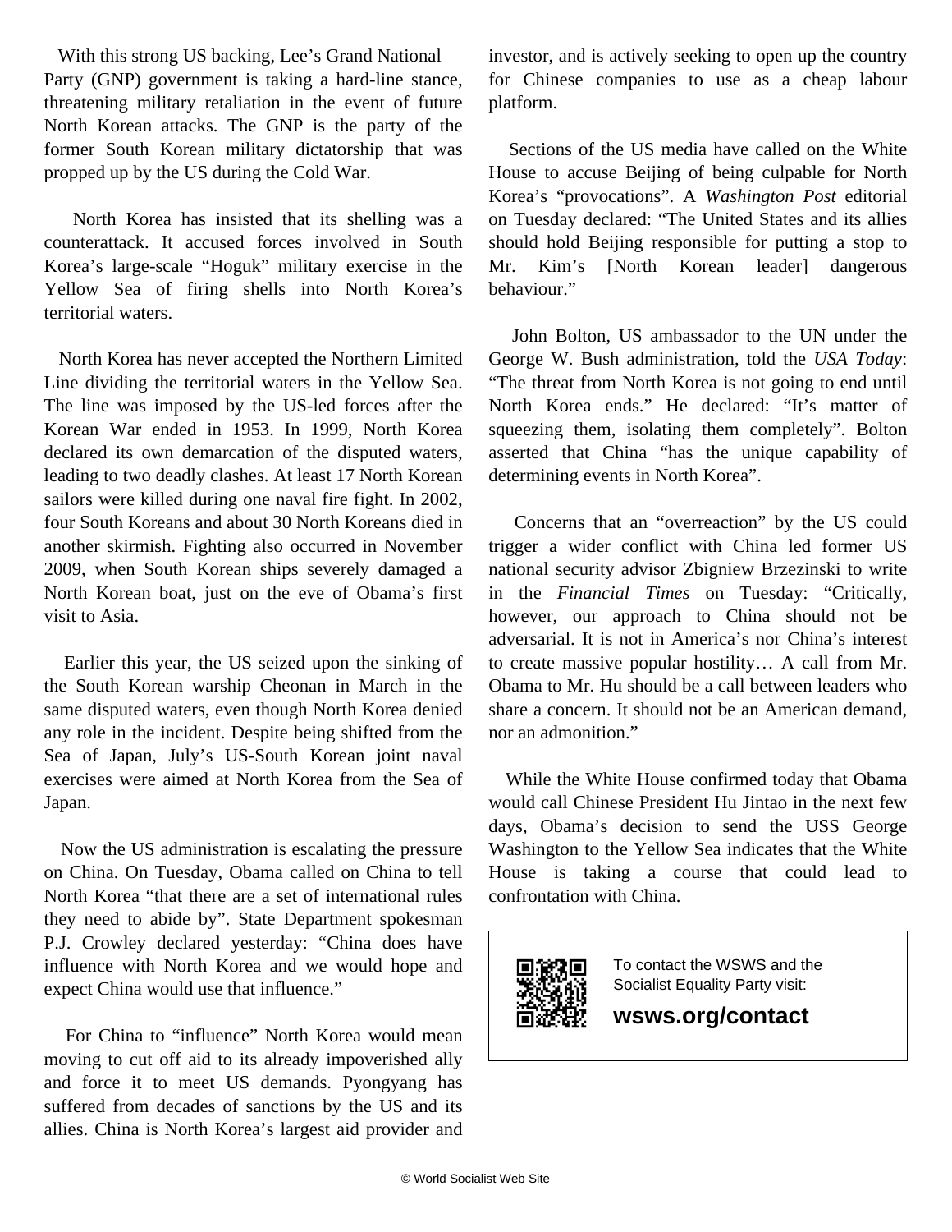With this strong US backing, Lee's Grand National Party (GNP) government is taking a hard-line stance, threatening military retaliation in the event of future North Korean attacks. The GNP is the party of the former South Korean military dictatorship that was propped up by the US during the Cold War.

North Korea has insisted that its shelling was a counterattack. It accused forces involved in South Korea's large-scale "Hoguk" military exercise in the Yellow Sea of firing shells into North Korea's territorial waters.

North Korea has never accepted the Northern Limited Line dividing the territorial waters in the Yellow Sea. The line was imposed by the US-led forces after the Korean War ended in 1953. In 1999, North Korea declared its own demarcation of the disputed waters, leading to two deadly clashes. At least 17 North Korean sailors were killed during one naval fire fight. In 2002, four South Koreans and about 30 North Koreans died in another skirmish. Fighting also occurred in November 2009, when South Korean ships severely damaged a North Korean boat, just on the eve of Obama's first visit to Asia.

Earlier this year, the US seized upon the sinking of the South Korean warship Cheonan in March in the same disputed waters, even though North Korea denied any role in the incident. Despite being shifted from the Sea of Japan, July's US-South Korean joint naval exercises were aimed at North Korea from the Sea of Japan.

Now the US administration is escalating the pressure on China. On Tuesday, Obama called on China to tell North Korea "that there are a set of international rules they need to abide by". State Department spokesman P.J. Crowley declared yesterday: "China does have influence with North Korea and we would hope and expect China would use that influence."

For China to "influence" North Korea would mean moving to cut off aid to its already impoverished ally and force it to meet US demands. Pyongyang has suffered from decades of sanctions by the US and its allies. China is North Korea's largest aid provider and investor, and is actively seeking to open up the country for Chinese companies to use as a cheap labour platform.

Sections of the US media have called on the White House to accuse Beijing of being culpable for North Korea's "provocations". A *Washington Post* editorial on Tuesday declared: "The United States and its allies should hold Beijing responsible for putting a stop to Mr. Kim's [North Korean leader] dangerous behaviour."

John Bolton, US ambassador to the UN under the George W. Bush administration, told the *USA Today*: "The threat from North Korea is not going to end until North Korea ends." He declared: "It's matter of squeezing them, isolating them completely". Bolton asserted that China "has the unique capability of determining events in North Korea".

Concerns that an "overreaction" by the US could trigger a wider conflict with China led former US national security advisor Zbigniew Brzezinski to write in the *Financial Times* on Tuesday: "Critically, however, our approach to China should not be adversarial. It is not in America's nor China's interest to create massive popular hostility… A call from Mr. Obama to Mr. Hu should be a call between leaders who share a concern. It should not be an American demand, nor an admonition."

While the White House confirmed today that Obama would call Chinese President Hu Jintao in the next few days, Obama's decision to send the USS George Washington to the Yellow Sea indicates that the White House is taking a course that could lead to confrontation with China.

To contact the WSWS and the Socialist Equality Party visit:

**wsws.org/contact**